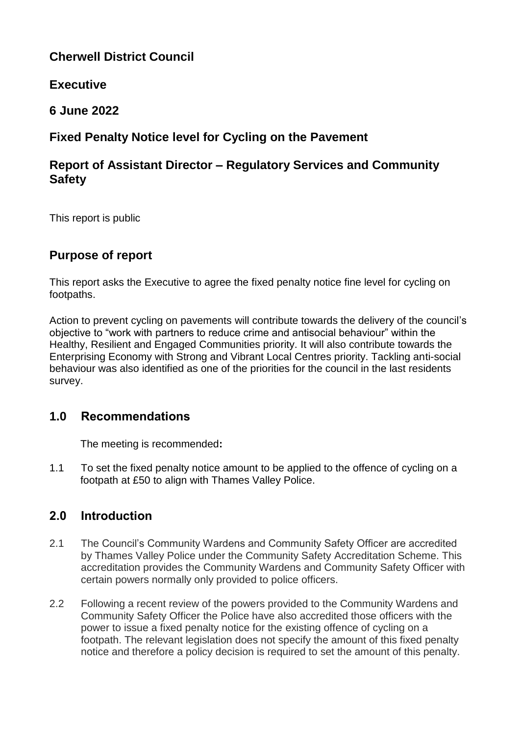# Cherwell District Council

## Executive

## 6 June 2022

## Fixed Penalty Notice level for Cycling on the Pavement

## Report of Assistant Director – Regulatory Services and Community Safety

This report is public

## Purpose of report

This report asks the Executive to agree the fixed penalty notice fine level for cycling on footpaths.

Action to prevent cycling on pavements will contribute towards the delivery of the council's objective to "work with partners to reduce crime and antisocial behaviour" within the Healthy, Resilient and Engaged Communities priority. It will also contribute towards the Enterprising Economy with Strong and Vibrant Local Centres priority. Tackling anti-social behaviour was also identified as one of the priorities for the council in the last residents survey.

## 1.0 Recommendations

The meeting is recommended**:**

1.1 To set the fixed penalty notice amount to be applied to the offence of cycling on a footpath at £50 to align with Thames Valley Police.

## 2.0 Introduction

2.1 The Council's Community Wardens and Community Safety Officer are accredited by Thames Valley Police under the Community Safety Accreditation Scheme. This accreditation provides the Community Wardens and Community Safety Officer with certain powers normally only provided to police officers.

2.2 Following a recent review of the powers provided to the Community Wardens and Community Safety Officer the Police have also accredited those officers with the power to issue a fixed penalty notice for the existing offence of cycling on a footpath. The relevant legislation does not specify the amount of this fixed penalty notice and therefore a policy decision is required to set the amount of this penalty.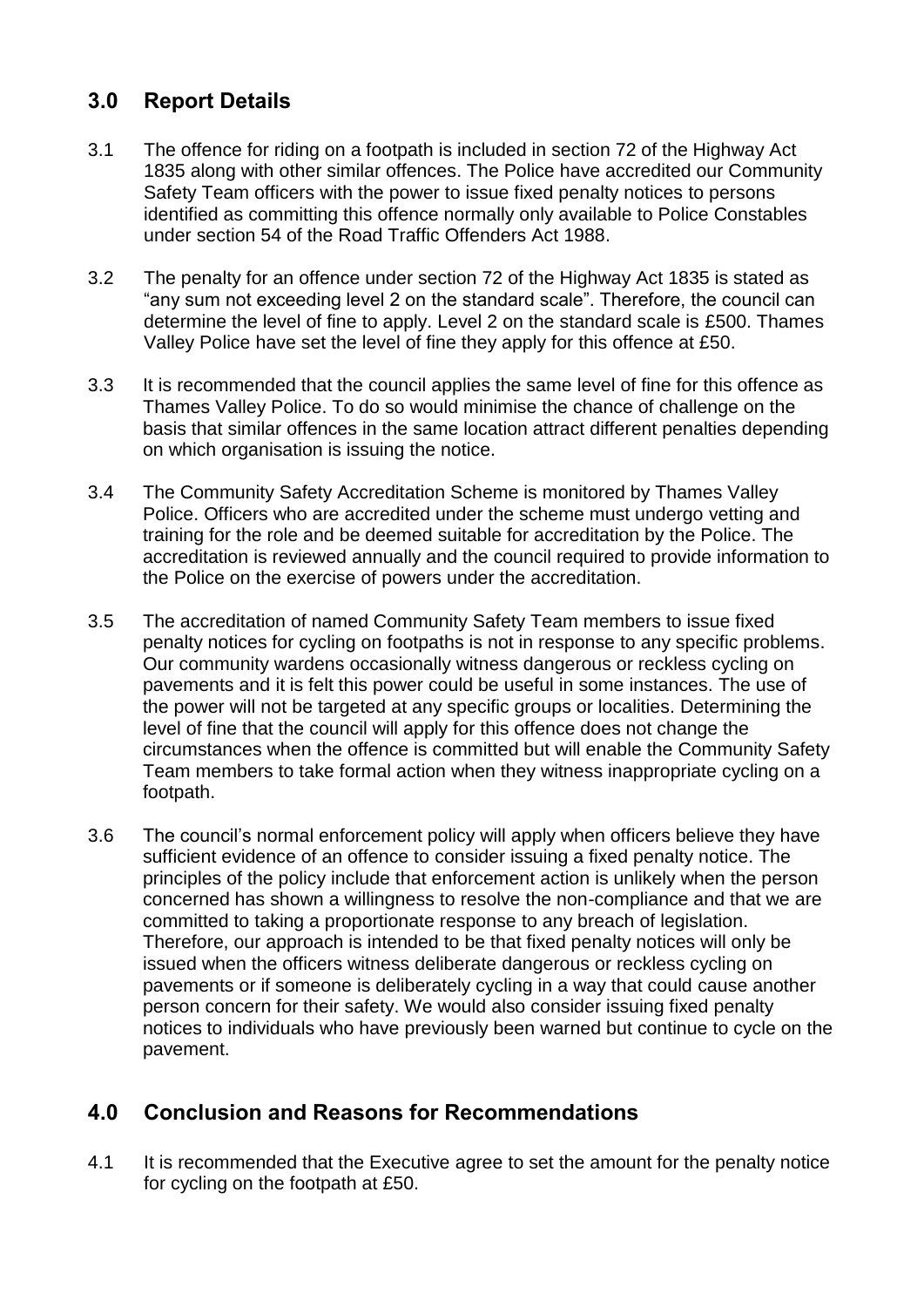## 3.0 Report Details

3.1 The offence for riding on a footpath is included in section 72 of the Highway Act 1835 along with other similar offences. The Police have accredited our Community Safety Team officers with the power to issue fixed penalty notices to persons identified as committing this offence normally only available to Police Constables under section 54 of the Road Traffic Offenders Act 1988.

3.2 The penalty for an offence under section 72 of the Highway Act 1835 is stated as "any sum not exceeding level 2 on the standard scale". Therefore, the council can determine the level of fine to apply. Level 2 on the standard scale is £500. Thames Valley Police have set the level of fine they apply for this offence at £50.

3.3 It is recommended that the council applies the same level of fine for this offence as Thames Valley Police. To do so would minimise the chance of challenge on the basis that similar offences in the same location attract different penalties depending on which organisation is issuing the notice.

3.4 The Community Safety Accreditation Scheme is monitored by Thames Valley Police. Officers who are accredited under the scheme must undergo vetting and training for the role and be deemed suitable for accreditation by the Police. The accreditation is reviewed annually and the council required to provide information to the Police on the exercise of powers under the accreditation.

3.5 The accreditation of named Community Safety Team members to issue fixed penalty notices for cycling on footpaths is not in response to any specific problems. Our community wardens occasionally witness dangerous or reckless cycling on pavements and it is felt this power could be useful in some instances. The use of the power will not be targeted at any specific groups or localities. Determining the level of fine that the council will apply for this offence does not change the circumstances when the offence is committed but will enable the Community Safety Team members to take formal action when they witness inappropriate cycling on a footpath.

3.6 The council's normal enforcement policy will apply when officers believe they have sufficient evidence of an offence to consider issuing a fixed penalty notice. The principles of the policy include that enforcement action is unlikely when the person concerned has shown a willingness to resolve the non-compliance and that we are committed to taking a proportionate response to any breach of legislation. Therefore, our approach is intended to be that fixed penalty notices will only be issued when the officers witness deliberate dangerous or reckless cycling on pavements or if someone is deliberately cycling in a way that could cause another person concern for their safety. We would also consider issuing fixed penalty notices to individuals who have previously been warned but continue to cycle on the pavement.

## 4.0 Conclusion and Reasons for Recommendations

4.1 It is recommended that the Executive agree to set the amount for the penalty notice for cycling on the footpath at £50.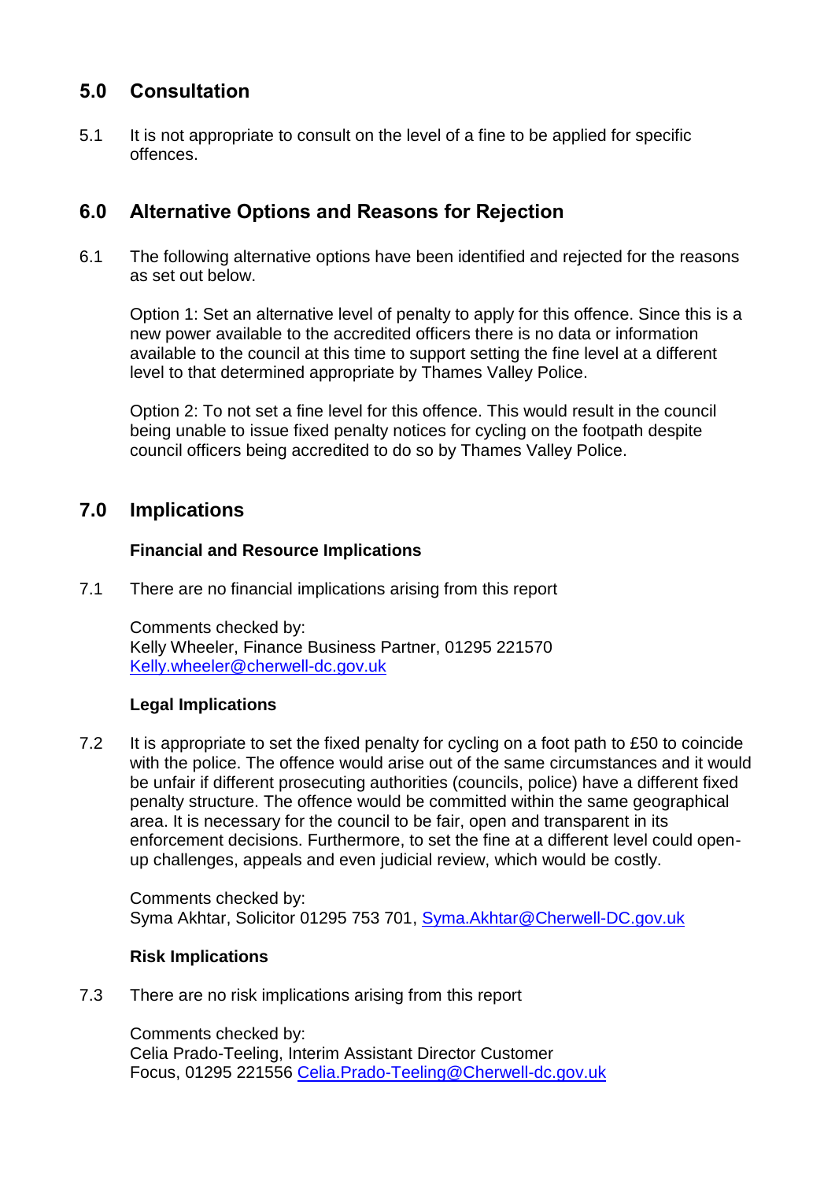## 5.0 Consultation

5.1 It is not appropriate to consult on the level of a fine to be applied for specific offences.

## 6.0 Alternative Options and Reasons for Rejection

6.1 The following alternative options have been identified and rejected for the reasons as set out below.

Option 1: Set an alternative level of penalty to apply for this offence. Since this is a new power available to the accredited officers there is no data or information available to the council at this time to support setting the fine level at a different level to that determined appropriate by Thames Valley Police.

Option 2: To not set a fine level for this offence. This would result in the council being unable to issue fixed penalty notices for cycling on the footpath despite council officers being accredited to do so by Thames Valley Police.

## 7.0 Implications

**Financial and Resource Implications**

7.1 There are no financial implications arising from this report

Comments checked by:
Kelly Wheeler, Finance Business Partner, 01295 221570
Kelly.wheeler@cherwell-dc.gov.uk

**Legal Implications**

7.2 It is appropriate to set the fixed penalty for cycling on a foot path to £50 to coincide with the police. The offence would arise out of the same circumstances and it would be unfair if different prosecuting authorities (councils, police) have a different fixed penalty structure. The offence would be committed within the same geographical area. It is necessary for the council to be fair, open and transparent in its enforcement decisions. Furthermore, to set the fine at a different level could open-up challenges, appeals and even judicial review, which would be costly.

Comments checked by:
Syma Akhtar, Solicitor 01295 753 701, Syma.Akhtar@Cherwell-DC.gov.uk

**Risk Implications**

7.3 There are no risk implications arising from this report

Comments checked by:
Celia Prado-Teeling, Interim Assistant Director Customer Focus, 01295 221556 Celia.Prado-Teeling@Cherwell-dc.gov.uk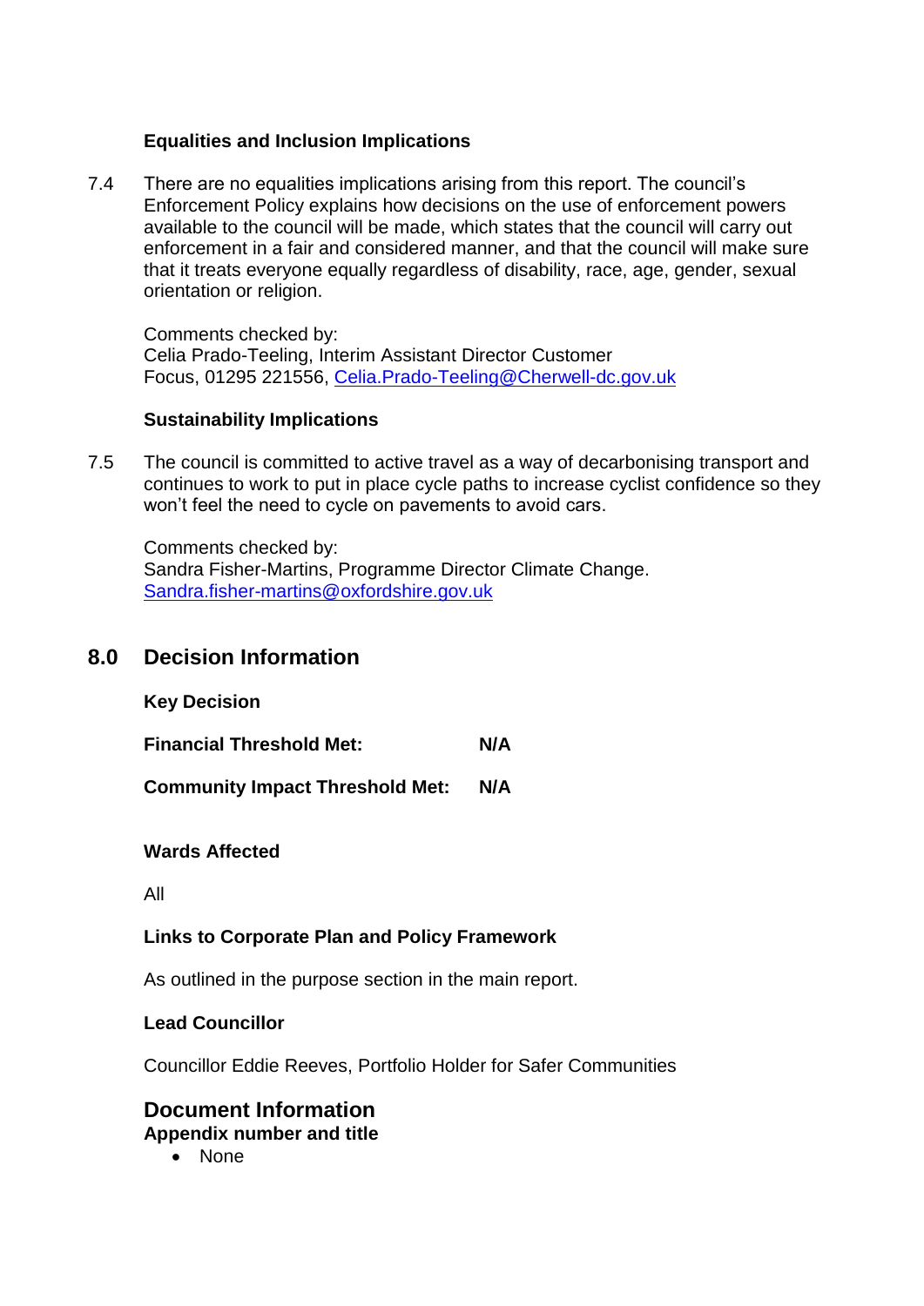**Equalities and Inclusion Implications**

7.4 There are no equalities implications arising from this report. The council's Enforcement Policy explains how decisions on the use of enforcement powers available to the council will be made, which states that the council will carry out enforcement in a fair and considered manner, and that the council will make sure that it treats everyone equally regardless of disability, race, age, gender, sexual orientation or religion.

Comments checked by:
Celia Prado-Teeling, Interim Assistant Director Customer Focus, 01295 221556, Celia.Prado-Teeling@Cherwell-dc.gov.uk

**Sustainability Implications**

7.5 The council is committed to active travel as a way of decarbonising transport and continues to work to put in place cycle paths to increase cyclist confidence so they won't feel the need to cycle on pavements to avoid cars.

Comments checked by:
Sandra Fisher-Martins, Programme Director Climate Change.
Sandra.fisher-martins@oxfordshire.gov.uk

## 8.0 Decision Information

**Key Decision**

**Financial Threshold Met:** **N/A**

**Community Impact Threshold Met:** **N/A**

**Wards Affected**

All

**Links to Corporate Plan and Policy Framework**

As outlined in the purpose section in the main report.

**Lead Councillor**

Councillor Eddie Reeves, Portfolio Holder for Safer Communities

## Document Information

**Appendix number and title**

- None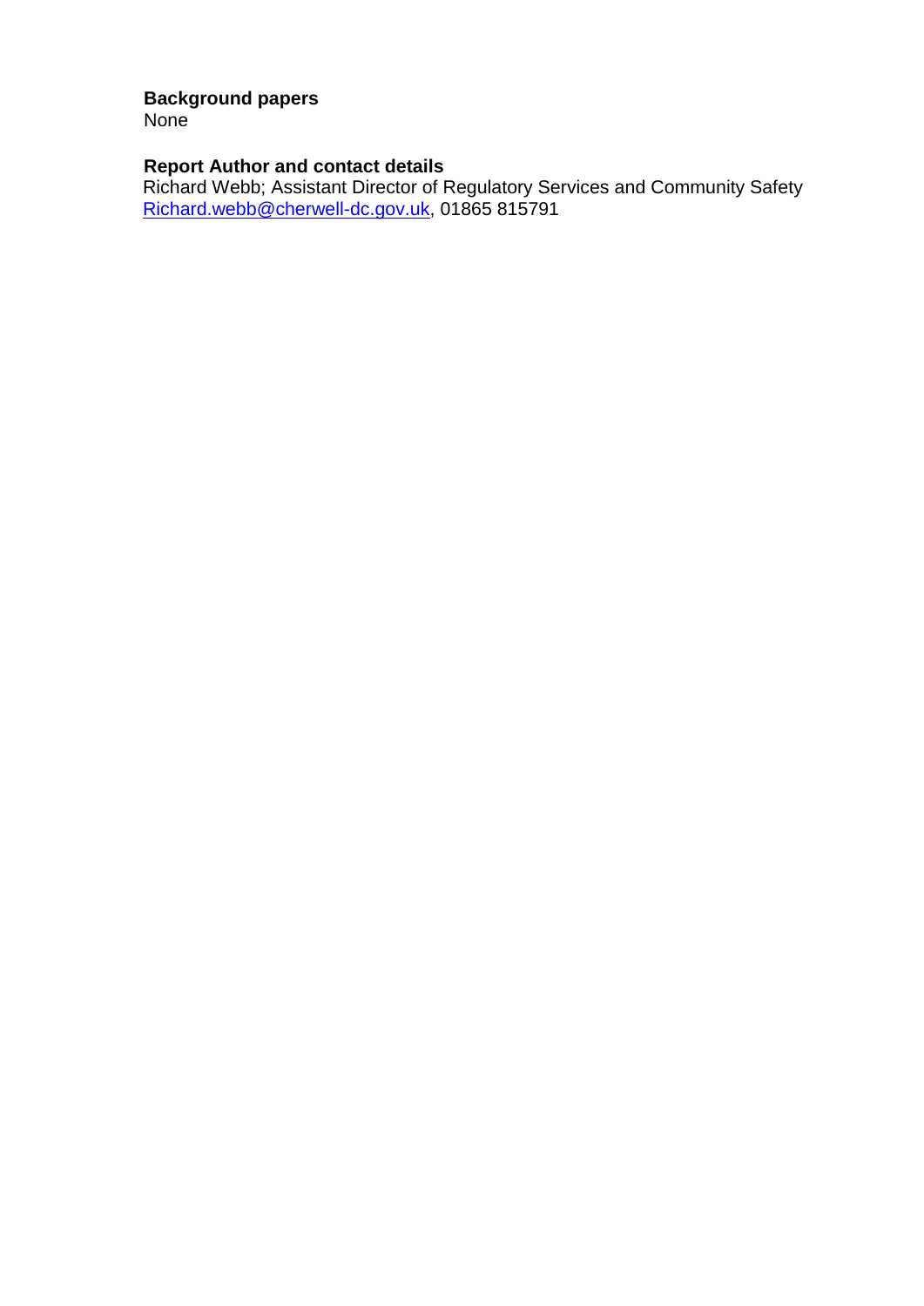**Background papers**
None

**Report Author and contact details**
Richard Webb; Assistant Director of Regulatory Services and Community Safety
Richard.webb@cherwell-dc.gov.uk, 01865 815791